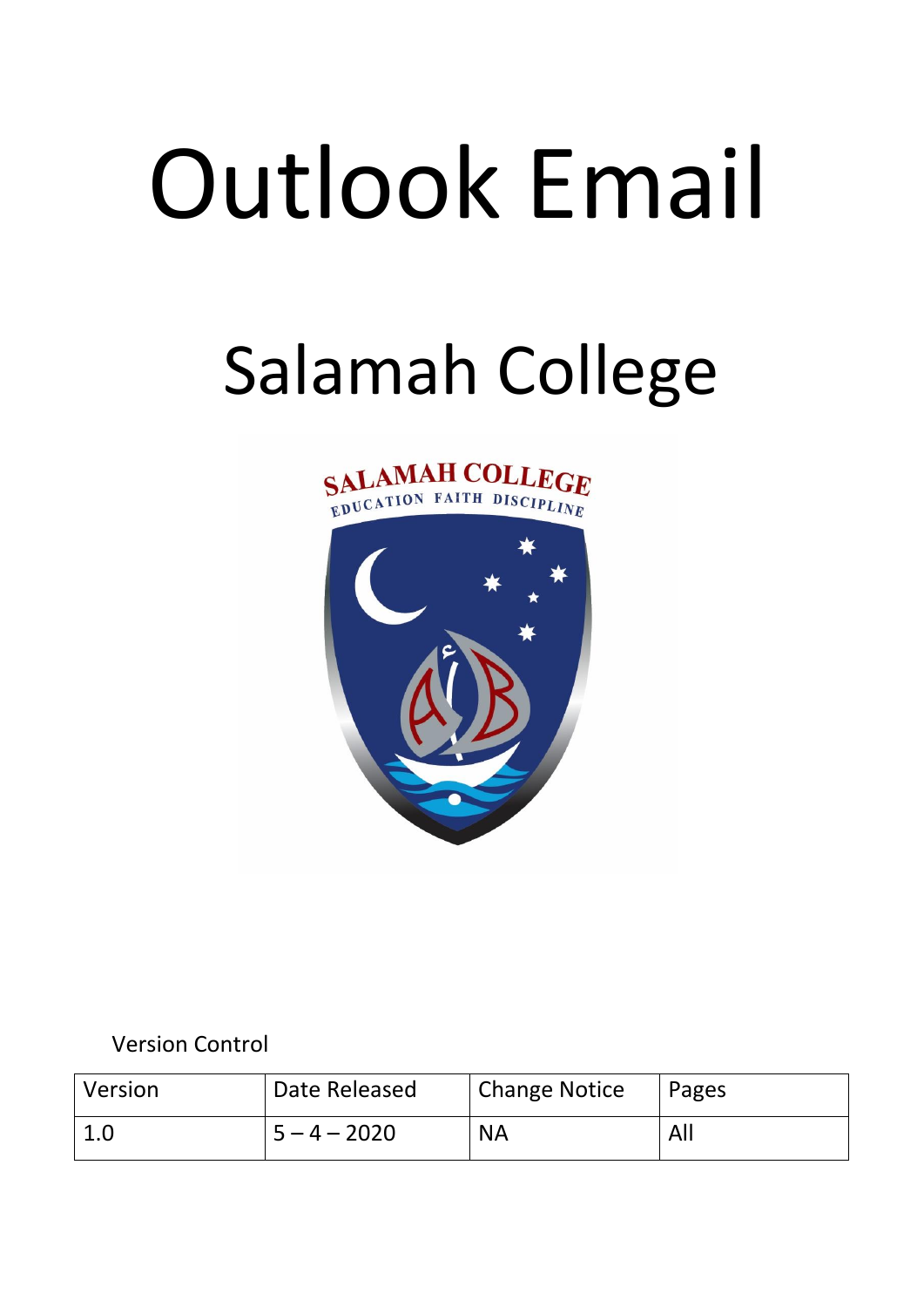# Outlook Email

## Salamah College

Version Control

| Version | Date Released | Change Notice | Pages |
|---|---|---|---|
| 1.0 | 5 – 4 – 2020 | NA | All |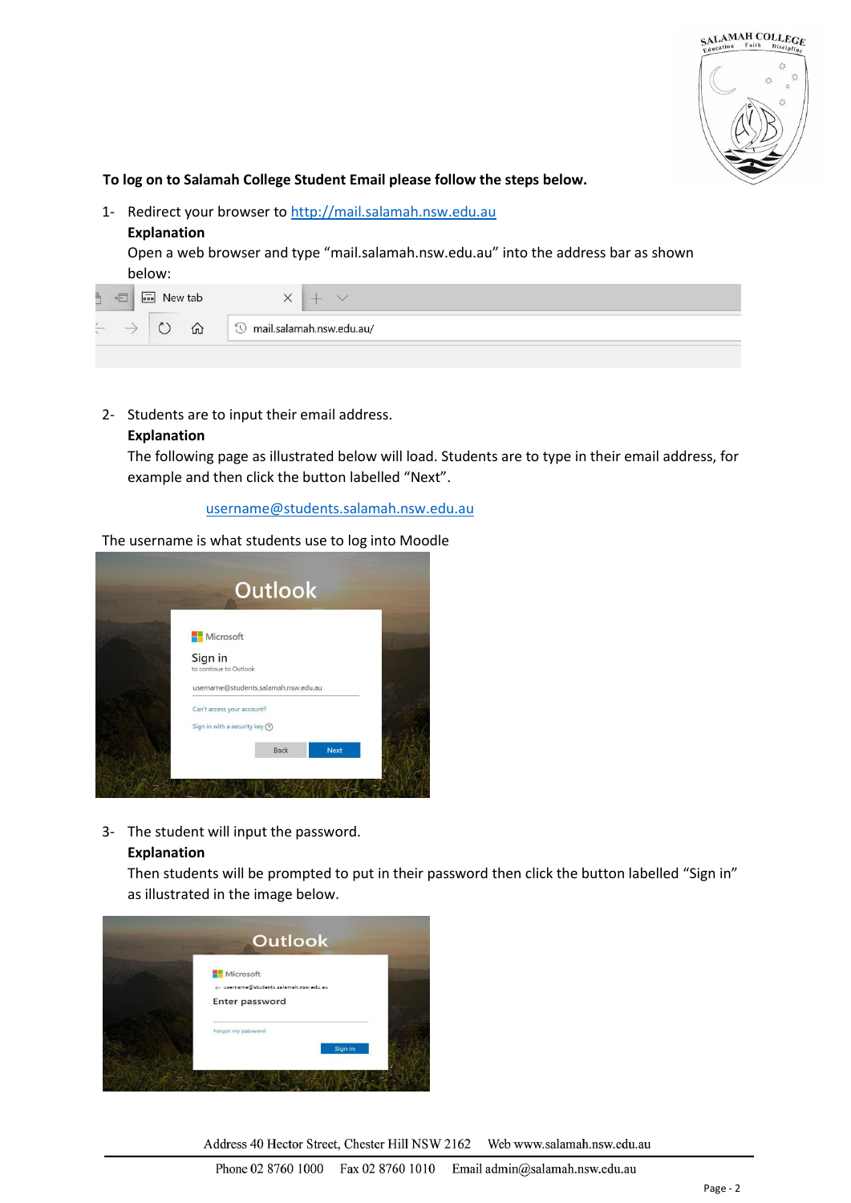**To log on to Salamah College Student Email please follow the steps below.**

1- Redirect your browser to http://mail.salamah.nsw.edu.au

**Explanation**

Open a web browser and type "mail.salamah.nsw.edu.au" into the address bar as shown below:

2- Students are to input their email address.

**Explanation**

The following page as illustrated below will load. Students are to type in their email address, for example and then click the button labelled "Next".

username@students.salamah.nsw.edu.au

The username is what students use to log into Moodle

3- The student will input the password.

**Explanation**

Then students will be prompted to put in their password then click the button labelled "Sign in" as illustrated in the image below.

Address 40 Hector Street, Chester Hill NSW 2162 Web www.salamah.nsw.edu.au

Phone 02 8760 1000 Fax 02 8760 1010 Email admin@salamah.nsw.edu.au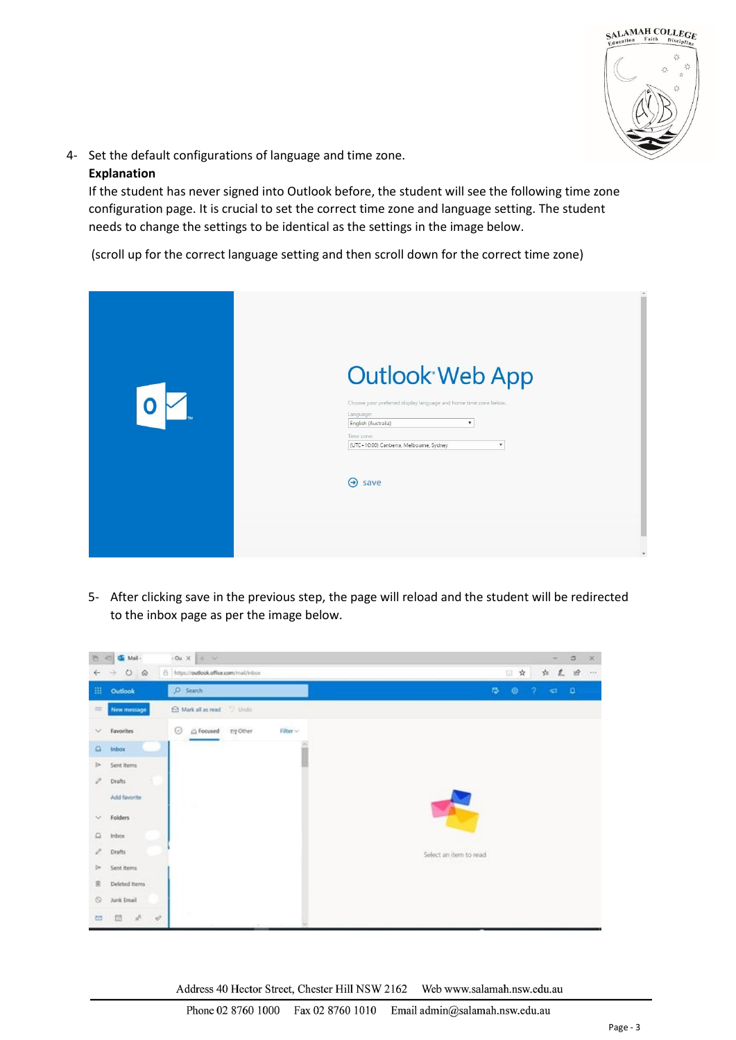4- Set the default configurations of language and time zone.

**Explanation**

If the student has never signed into Outlook before, the student will see the following time zone configuration page. It is crucial to set the correct time zone and language setting. The student needs to change the settings to be identical as the settings in the image below.

(scroll up for the correct language setting and then scroll down for the correct time zone)

5- After clicking save in the previous step, the page will reload and the student will be redirected to the inbox page as per the image below.